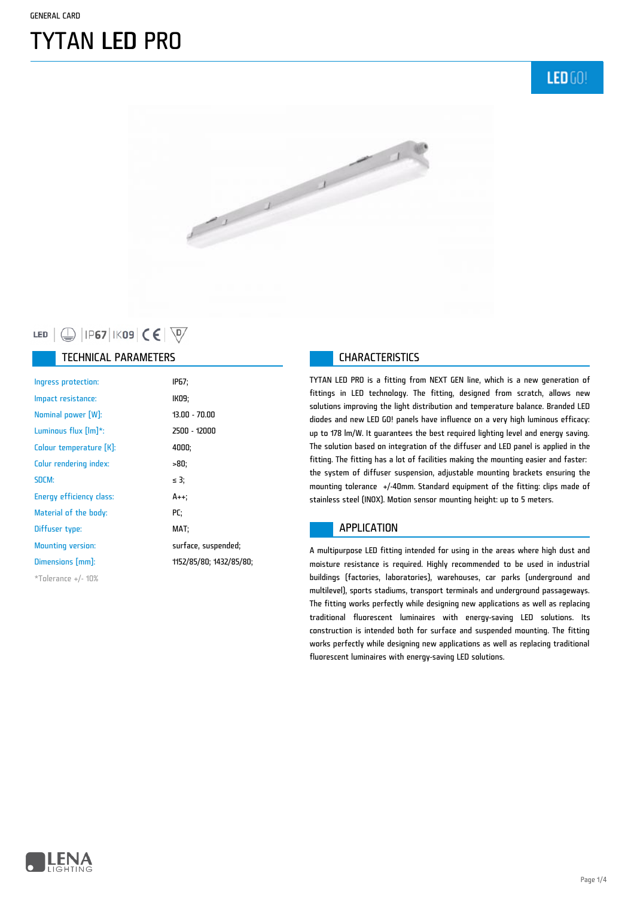GENERAL CARD

# TYTAN LED PRO

LED | IP67 | IK09 | CE

## TECHNICAL PARAMETERS

| | |
|---|---|
| Ingress protection: | IP67; |
| Impact resistance: | IK09; |
| Nominal power [W]: | 13.00 - 70.00 |
| Luminous flux [lm]*: | 2500 - 12000 |
| Colour temperature [K]: | 4000; |
| Colur rendering index: | >80; |
| SDCM: | ≤ 3; |
| Energy efficiency class: | A++; |
| Material of the body: | PC; |
| Diffuser type: | MAT; |
| Mounting version: | surface, suspended; |
| Dimensions [mm]: | 1152/85/80; 1432/85/80; |

*Tolerance +/- 10%

## CHARACTERISTICS

TYTAN LED PRO is a fitting from NEXT GEN line, which is a new generation of fittings in LED technology. The fitting, designed from scratch, allows new solutions improving the light distribution and temperature balance. Branded LED diodes and new LED GO! panels have influence on a very high luminous efficacy: up to 178 lm/W. It guarantees the best required lighting level and energy saving. The solution based on integration of the diffuser and LED panel is applied in the fitting. The fitting has a lot of facilities making the mounting easier and faster: the system of diffuser suspension, adjustable mounting brackets ensuring the mounting tolerance +/-40mm. Standard equipment of the fitting: clips made of stainless steel (INOX). Motion sensor mounting height: up to 5 meters.

## APPLICATION

A multipurpose LED fitting intended for using in the areas where high dust and moisture resistance is required. Highly recommended to be used in industrial buildings (factories, laboratories), warehouses, car parks (underground and multilevel), sports stadiums, transport terminals and underground passageways. The fitting works perfectly while designing new applications as well as replacing traditional fluorescent luminaires with energy-saving LED solutions. Its construction is intended both for surface and suspended mounting. The fitting works perfectly while designing new applications as well as replacing traditional fluorescent luminaires with energy-saving LED solutions.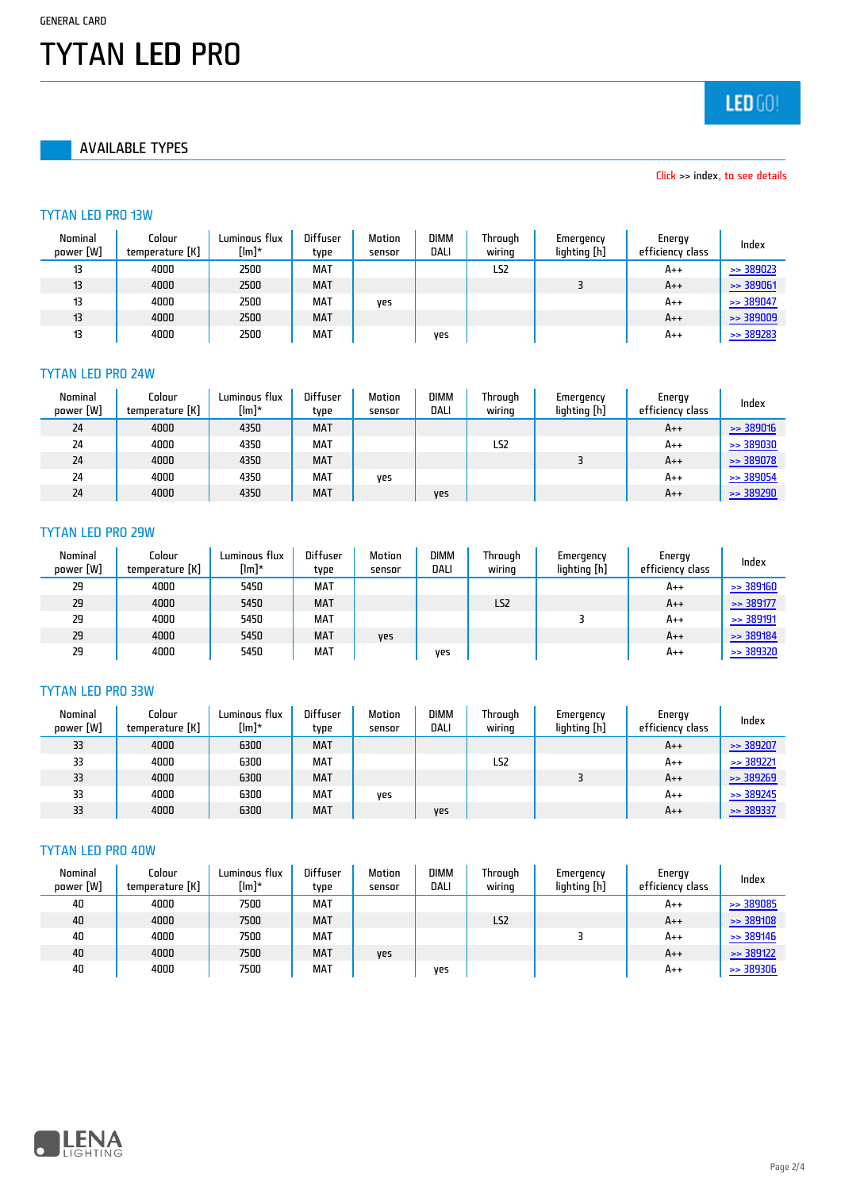GENERAL CARD

# TYTAN LED PRO

## AVAILABLE TYPES

Click >> index, to see details

### TYTAN LED PRO 13W

| Nominal power [W] | Colour temperature [K] | Luminous flux [lm]* | Diffuser type | Motion sensor | DIMM DALI | Through wiring | Emergency lighting [h] | Energy efficiency class | Index |
|---|---|---|---|---|---|---|---|---|---|
| 13 | 4000 | 2500 | MAT | | | LS2 | | A++ | >> 389023 |
| 13 | 4000 | 2500 | MAT | | | | 3 | A++ | >> 389061 |
| 13 | 4000 | 2500 | MAT | yes | | | | A++ | >> 389047 |
| 13 | 4000 | 2500 | MAT | | | | | A++ | >> 389009 |
| 13 | 4000 | 2500 | MAT | | yes | | | A++ | >> 389283 |

### TYTAN LED PRO 24W

| Nominal power [W] | Colour temperature [K] | Luminous flux [lm]* | Diffuser type | Motion sensor | DIMM DALI | Through wiring | Emergency lighting [h] | Energy efficiency class | Index |
|---|---|---|---|---|---|---|---|---|---|
| 24 | 4000 | 4350 | MAT | | | | | A++ | >> 389016 |
| 24 | 4000 | 4350 | MAT | | | LS2 | | A++ | >> 389030 |
| 24 | 4000 | 4350 | MAT | | | | 3 | A++ | >> 389078 |
| 24 | 4000 | 4350 | MAT | yes | | | | A++ | >> 389054 |
| 24 | 4000 | 4350 | MAT | | yes | | | A++ | >> 389290 |

### TYTAN LED PRO 29W

| Nominal power [W] | Colour temperature [K] | Luminous flux [lm]* | Diffuser type | Motion sensor | DIMM DALI | Through wiring | Emergency lighting [h] | Energy efficiency class | Index |
|---|---|---|---|---|---|---|---|---|---|
| 29 | 4000 | 5450 | MAT | | | | | A++ | >> 389160 |
| 29 | 4000 | 5450 | MAT | | | LS2 | | A++ | >> 389177 |
| 29 | 4000 | 5450 | MAT | | | | 3 | A++ | >> 389191 |
| 29 | 4000 | 5450 | MAT | yes | | | | A++ | >> 389184 |
| 29 | 4000 | 5450 | MAT | | yes | | | A++ | >> 389320 |

### TYTAN LED PRO 33W

| Nominal power [W] | Colour temperature [K] | Luminous flux [lm]* | Diffuser type | Motion sensor | DIMM DALI | Through wiring | Emergency lighting [h] | Energy efficiency class | Index |
|---|---|---|---|---|---|---|---|---|---|
| 33 | 4000 | 6300 | MAT | | | | | A++ | >> 389207 |
| 33 | 4000 | 6300 | MAT | | | LS2 | | A++ | >> 389221 |
| 33 | 4000 | 6300 | MAT | | | | 3 | A++ | >> 389269 |
| 33 | 4000 | 6300 | MAT | yes | | | | A++ | >> 389245 |
| 33 | 4000 | 6300 | MAT | | yes | | | A++ | >> 389337 |

### TYTAN LED PRO 40W

| Nominal power [W] | Colour temperature [K] | Luminous flux [lm]* | Diffuser type | Motion sensor | DIMM DALI | Through wiring | Emergency lighting [h] | Energy efficiency class | Index |
|---|---|---|---|---|---|---|---|---|---|
| 40 | 4000 | 7500 | MAT | | | | | A++ | >> 389085 |
| 40 | 4000 | 7500 | MAT | | | LS2 | | A++ | >> 389108 |
| 40 | 4000 | 7500 | MAT | | | | 3 | A++ | >> 389146 |
| 40 | 4000 | 7500 | MAT | yes | | | | A++ | >> 389122 |
| 40 | 4000 | 7500 | MAT | | yes | | | A++ | >> 389306 |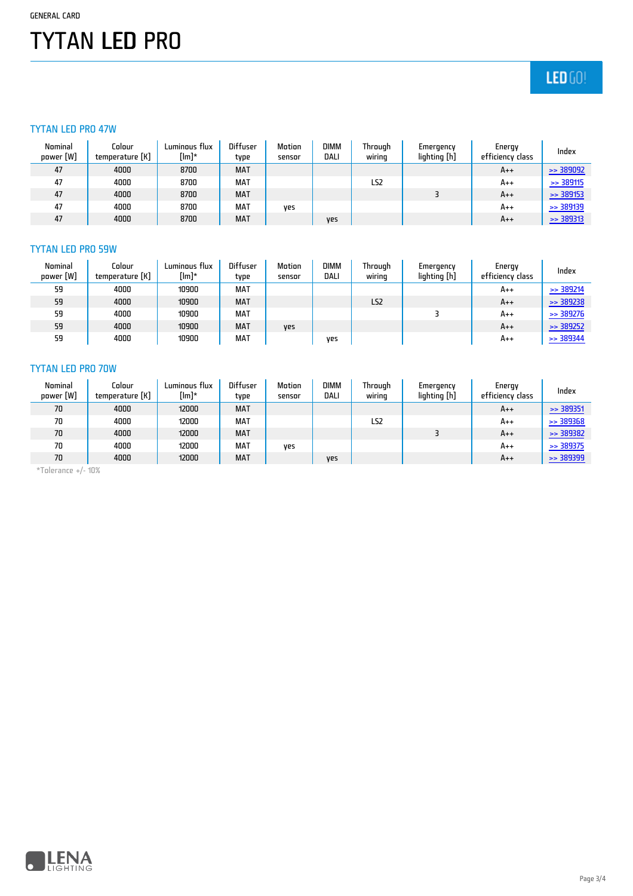GENERAL CARD

# TYTAN LED PRO

LED GO!

## TYTAN LED PRO 47W

| Nominal power [W] | Colour temperature [K] | Luminous flux [lm]* | Diffuser type | Motion sensor | DIMM DALI | Through wiring | Emergency lighting [h] | Energy efficiency class | Index |
|---|---|---|---|---|---|---|---|---|---|
| 47 | 4000 | 8700 | MAT | | | | | A++ | >> 389092 |
| 47 | 4000 | 8700 | MAT | | | LS2 | | A++ | >> 389115 |
| 47 | 4000 | 8700 | MAT | | | | 3 | A++ | >> 389153 |
| 47 | 4000 | 8700 | MAT | yes | | | | A++ | >> 389139 |
| 47 | 4000 | 8700 | MAT | | yes | | | A++ | >> 389313 |

## TYTAN LED PRO 59W

| Nominal power [W] | Colour temperature [K] | Luminous flux [lm]* | Diffuser type | Motion sensor | DIMM DALI | Through wiring | Emergency lighting [h] | Energy efficiency class | Index |
|---|---|---|---|---|---|---|---|---|---|
| 59 | 4000 | 10900 | MAT | | | | | A++ | >> 389214 |
| 59 | 4000 | 10900 | MAT | | | LS2 | | A++ | >> 389238 |
| 59 | 4000 | 10900 | MAT | | | | 3 | A++ | >> 389276 |
| 59 | 4000 | 10900 | MAT | yes | | | | A++ | >> 389252 |
| 59 | 4000 | 10900 | MAT | | yes | | | A++ | >> 389344 |

## TYTAN LED PRO 70W

| Nominal power [W] | Colour temperature [K] | Luminous flux [lm]* | Diffuser type | Motion sensor | DIMM DALI | Through wiring | Emergency lighting [h] | Energy efficiency class | Index |
|---|---|---|---|---|---|---|---|---|---|
| 70 | 4000 | 12000 | MAT | | | | | A++ | >> 389351 |
| 70 | 4000 | 12000 | MAT | | | LS2 | | A++ | >> 389368 |
| 70 | 4000 | 12000 | MAT | | | | 3 | A++ | >> 389382 |
| 70 | 4000 | 12000 | MAT | yes | | | | A++ | >> 389375 |
| 70 | 4000 | 12000 | MAT | | yes | | | A++ | >> 389399 |

*Tolerance +/- 10%

LENA LIGHTING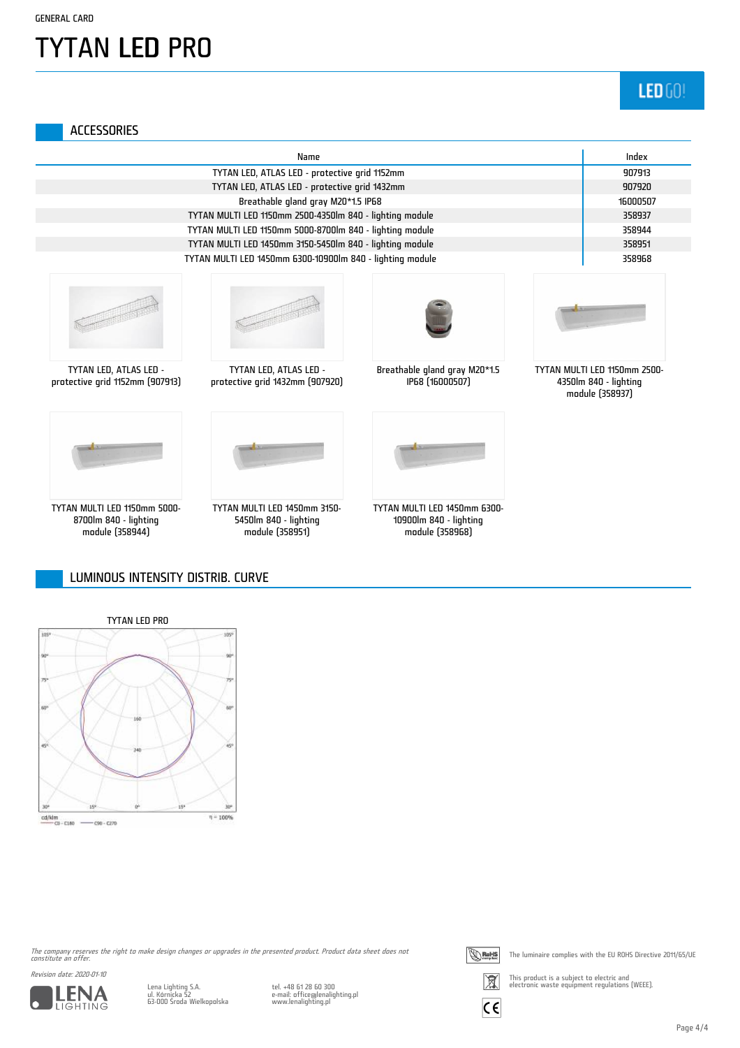GENERAL CARD

# TYTAN LED PRO

LEDGO!

## ACCESSORIES

| Name | Index |
|---|---|
| TYTAN LED, ATLAS LED - protective grid 1152mm | 907913 |
| TYTAN LED, ATLAS LED - protective grid 1432mm | 907920 |
| Breathable gland gray M20*1.5 IP68 | 16000507 |
| TYTAN MULTI LED 1150mm 2500-4350lm 840 - lighting module | 358937 |
| TYTAN MULTI LED 1150mm 5000-8700lm 840 - lighting module | 358944 |
| TYTAN MULTI LED 1450mm 3150-5450lm 840 - lighting module | 358951 |
| TYTAN MULTI LED 1450mm 6300-10900lm 840 - lighting module | 358968 |

TYTAN LED, ATLAS LED - protective grid 1152mm (907913)

TYTAN LED, ATLAS LED - protective grid 1432mm (907920)

Breathable gland gray M20*1.5 IP68 (16000507)

TYTAN MULTI LED 1150mm 2500-4350lm 840 - lighting module (358937)

TYTAN MULTI LED 1150mm 5000-8700lm 840 - lighting module (358944)

TYTAN MULTI LED 1450mm 3150-5450lm 840 - lighting module (358951)

TYTAN MULTI LED 1450mm 6300-10900lm 840 - lighting module (358968)

## LUMINOUS INTENSITY DISTRIB. CURVE

TYTAN LED PRO

105° 105°
90° 90°
75° 75°
60° 60°
45° 45°
30° 15° 0° 15° 30°
160
240
cd/klm
C0 - C180 C90 - C270
η = 100%

*The company reserves the right to make design changes or upgrades in the presented product. Product data sheet does not constitute an offer.*

*Revision date: 2020-01-10*

LENA LIGHTING

Lena Lighting S.A.
ul. Kórnicka 52
63-000 Środa Wielkopolska

tel. +48 61 28 60 300
e-mail: office@lenalighting.pl
www.lenalighting.pl

The luminaire complies with the EU ROHS Directive 2011/65/UE

This product is a subject to electric and electronic waste equipment regulations (WEEE).